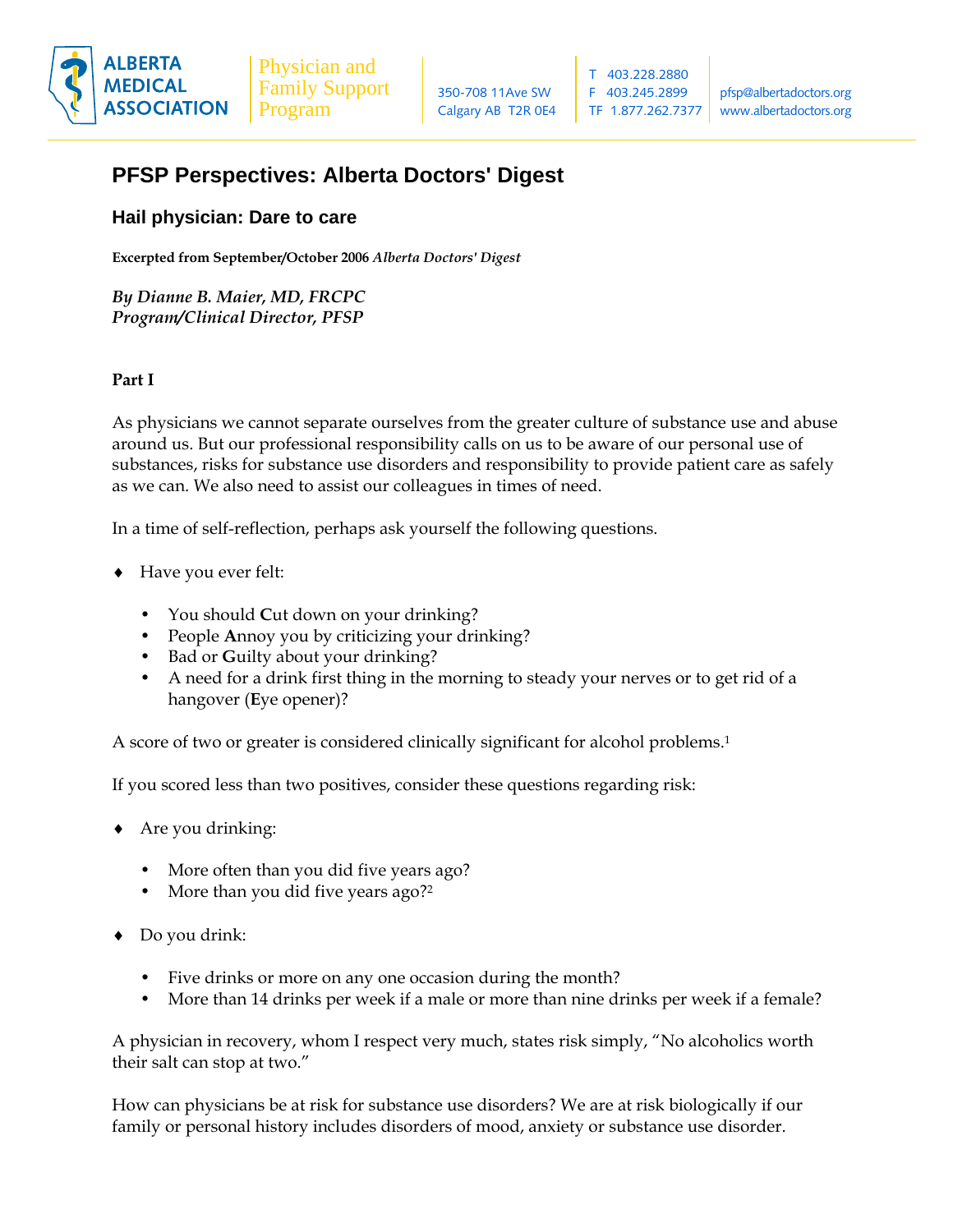# PFSP Perspectives: Alberta Doctors' Digest

## Hail physician: Dare to care

**Excerpted from September/October 2006 *Alberta Doctors' Digest***

***By Dianne B. Maier, MD, FRCPC***
***Program/Clinical Director, PFSP***

**Part I**

As physicians we cannot separate ourselves from the greater culture of substance use and abuse around us. But our professional responsibility calls on us to be aware of our personal use of substances, risks for substance use disorders and responsibility to provide patient care as safely as we can. We also need to assist our colleagues in times of need.

In a time of self-reflection, perhaps ask yourself the following questions.

- Have you ever felt:
  - You should **C**ut down on your drinking?
  - People **A**nnoy you by criticizing your drinking?
  - Bad or **G**uilty about your drinking?
  - A need for a drink first thing in the morning to steady your nerves or to get rid of a hangover (**E**ye opener)?

A score of two or greater is considered clinically significant for alcohol problems.[1]

If you scored less than two positives, consider these questions regarding risk:

- Are you drinking:
  - More often than you did five years ago?
  - More than you did five years ago?[2]
- Do you drink:
  - Five drinks or more on any one occasion during the month?
  - More than 14 drinks per week if a male or more than nine drinks per week if a female?

A physician in recovery, whom I respect very much, states risk simply, "No alcoholics worth their salt can stop at two."

How can physicians be at risk for substance use disorders? We are at risk biologically if our family or personal history includes disorders of mood, anxiety or substance use disorder.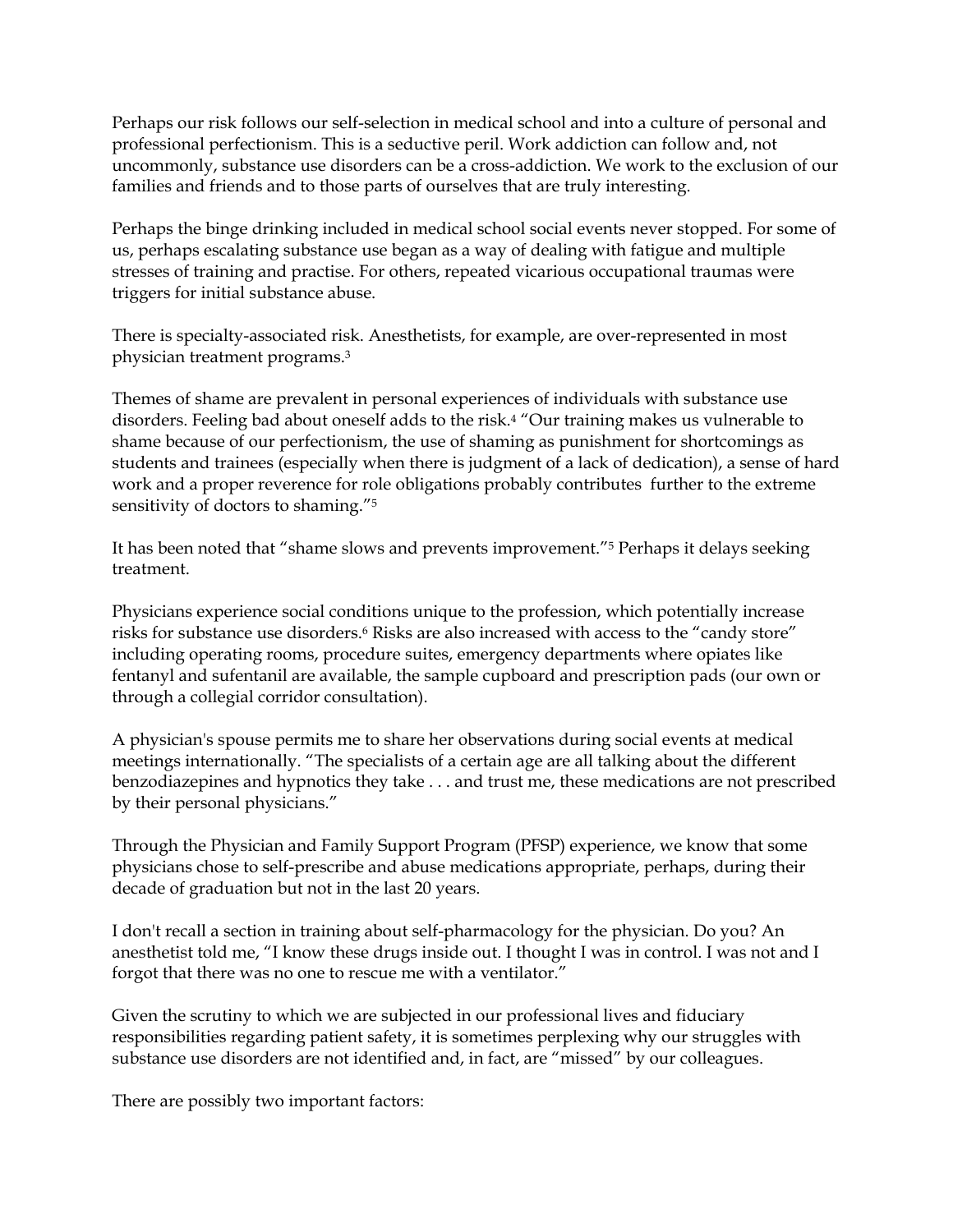Perhaps our risk follows our self-selection in medical school and into a culture of personal and professional perfectionism. This is a seductive peril. Work addiction can follow and, not uncommonly, substance use disorders can be a cross-addiction. We work to the exclusion of our families and friends and to those parts of ourselves that are truly interesting.

Perhaps the binge drinking included in medical school social events never stopped. For some of us, perhaps escalating substance use began as a way of dealing with fatigue and multiple stresses of training and practise. For others, repeated vicarious occupational traumas were triggers for initial substance abuse.

There is specialty-associated risk. Anesthetists, for example, are over-represented in most physician treatment programs.[3]

Themes of shame are prevalent in personal experiences of individuals with substance use disorders. Feeling bad about oneself adds to the risk.[4] "Our training makes us vulnerable to shame because of our perfectionism, the use of shaming as punishment for shortcomings as students and trainees (especially when there is judgment of a lack of dedication), a sense of hard work and a proper reverence for role obligations probably contributes further to the extreme sensitivity of doctors to shaming."[5]

It has been noted that "shame slows and prevents improvement."[5] Perhaps it delays seeking treatment.

Physicians experience social conditions unique to the profession, which potentially increase risks for substance use disorders.[6] Risks are also increased with access to the "candy store" including operating rooms, procedure suites, emergency departments where opiates like fentanyl and sufentanil are available, the sample cupboard and prescription pads (our own or through a collegial corridor consultation).

A physician's spouse permits me to share her observations during social events at medical meetings internationally. "The specialists of a certain age are all talking about the different benzodiazepines and hypnotics they take . . . and trust me, these medications are not prescribed by their personal physicians."

Through the Physician and Family Support Program (PFSP) experience, we know that some physicians chose to self-prescribe and abuse medications appropriate, perhaps, during their decade of graduation but not in the last 20 years.

I don't recall a section in training about self-pharmacology for the physician. Do you? An anesthetist told me, "I know these drugs inside out. I thought I was in control. I was not and I forgot that there was no one to rescue me with a ventilator."

Given the scrutiny to which we are subjected in our professional lives and fiduciary responsibilities regarding patient safety, it is sometimes perplexing why our struggles with substance use disorders are not identified and, in fact, are "missed" by our colleagues.

There are possibly two important factors: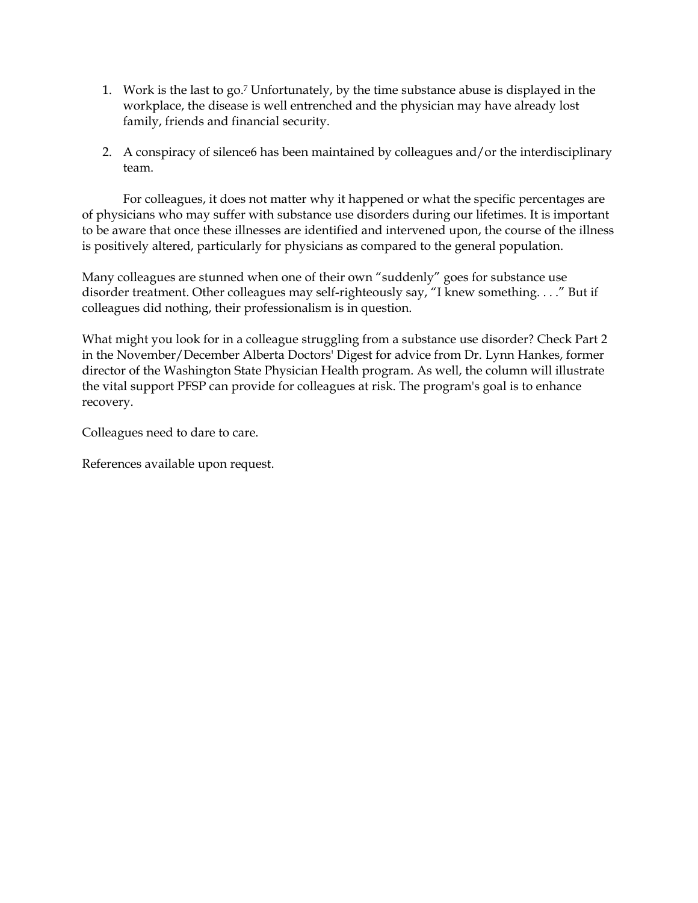1. Work is the last to go.[7] Unfortunately, by the time substance abuse is displayed in the workplace, the disease is well entrenched and the physician may have already lost family, friends and financial security.

2. A conspiracy of silence6 has been maintained by colleagues and/or the interdisciplinary team.

For colleagues, it does not matter why it happened or what the specific percentages are of physicians who may suffer with substance use disorders during our lifetimes. It is important to be aware that once these illnesses are identified and intervened upon, the course of the illness is positively altered, particularly for physicians as compared to the general population.

Many colleagues are stunned when one of their own "suddenly" goes for substance use disorder treatment. Other colleagues may self-righteously say, "I knew something. . . ." But if colleagues did nothing, their professionalism is in question.

What might you look for in a colleague struggling from a substance use disorder? Check Part 2 in the November/December Alberta Doctors' Digest for advice from Dr. Lynn Hankes, former director of the Washington State Physician Health program. As well, the column will illustrate the vital support PFSP can provide for colleagues at risk. The program's goal is to enhance recovery.

Colleagues need to dare to care.

References available upon request.